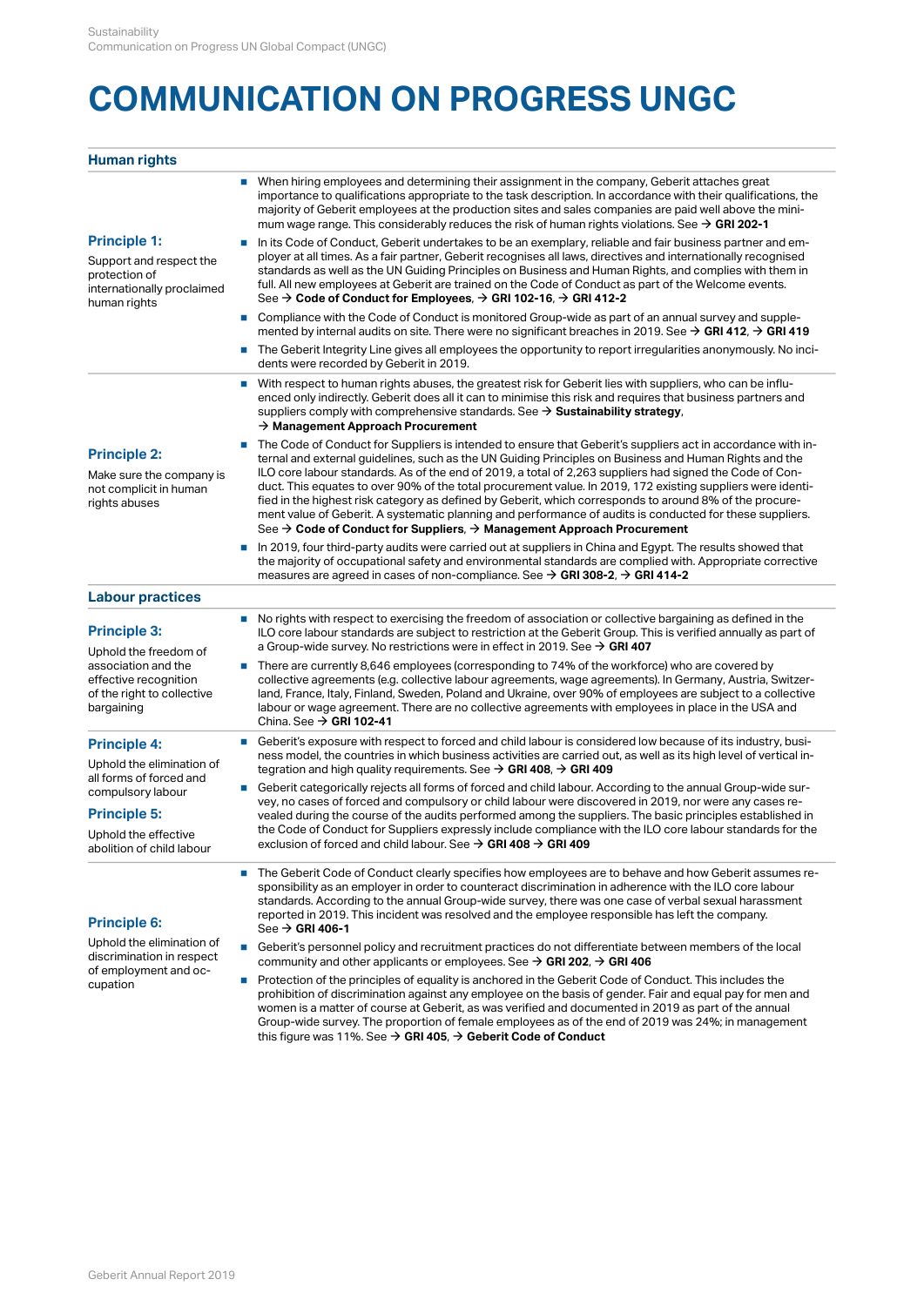# COMMUNICATION ON PROGRESS UNGC

## Human rights

### Principle 1:

Support and respect the protection of internationally proclaimed human rights

- When hiring employees and determining their assignment in the company, Geberit attaches great importance to qualifications appropriate to the task description. In accordance with their qualifications, the majority of Geberit employees at the production sites and sales companies are paid well above the minimum wage range. This considerably reduces the risk of human rights violations. See → **GRI 202-1**
- In its Code of Conduct, Geberit undertakes to be an exemplary, reliable and fair business partner and employer at all times. As a fair partner, Geberit recognises all laws, directives and internationally recognised standards as well as the UN Guiding Principles on Business and Human Rights, and complies with them in full. All new employees at Geberit are trained on the Code of Conduct as part of the Welcome events. See → **Code of Conduct for Employees**, → **GRI 102-16**, → **GRI 412-2**
- Compliance with the Code of Conduct is monitored Group-wide as part of an annual survey and supplemented by internal audits on site. There were no significant breaches in 2019. See → **GRI 412**, → **GRI 419**
- The Geberit Integrity Line gives all employees the opportunity to report irregularities anonymously. No incidents were recorded by Geberit in 2019.

### Principle 2:

Make sure the company is not complicit in human rights abuses

- With respect to human rights abuses, the greatest risk for Geberit lies with suppliers, who can be influenced only indirectly. Geberit does all it can to minimise this risk and requires that business partners and suppliers comply with comprehensive standards. See → **Sustainability strategy**, → **Management Approach Procurement**
- The Code of Conduct for Suppliers is intended to ensure that Geberit's suppliers act in accordance with internal and external guidelines, such as the UN Guiding Principles on Business and Human Rights and the ILO core labour standards. As of the end of 2019, a total of 2,263 suppliers had signed the Code of Conduct. This equates to over 90% of the total procurement value. In 2019, 172 existing suppliers were identified in the highest risk category as defined by Geberit, which corresponds to around 8% of the procurement value of Geberit. A systematic planning and performance of audits is conducted for these suppliers. See → **Code of Conduct for Suppliers**, → **Management Approach Procurement**
- In 2019, four third-party audits were carried out at suppliers in China and Egypt. The results showed that the majority of occupational safety and environmental standards are complied with. Appropriate corrective measures are agreed in cases of non-compliance. See → **GRI 308-2**, → **GRI 414-2**

## Labour practices

### Principle 3:

Uphold the freedom of association and the effective recognition of the right to collective bargaining

- No rights with respect to exercising the freedom of association or collective bargaining as defined in the ILO core labour standards are subject to restriction at the Geberit Group. This is verified annually as part of a Group-wide survey. No restrictions were in effect in 2019. See → **GRI 407**
- There are currently 8,646 employees (corresponding to 74% of the workforce) who are covered by collective agreements (e.g. collective labour agreements, wage agreements). In Germany, Austria, Switzerland, France, Italy, Finland, Sweden, Poland and Ukraine, over 90% of employees are subject to a collective labour or wage agreement. There are no collective agreements with employees in place in the USA and China. See → **GRI 102-41**

### Principle 4:

Uphold the elimination of all forms of forced and compulsory labour

### Principle 5:

Uphold the effective abolition of child labour

- Geberit's exposure with respect to forced and child labour is considered low because of its industry, business model, the countries in which business activities are carried out, as well as its high level of vertical integration and high quality requirements. See → **GRI 408**, → **GRI 409**
- Geberit categorically rejects all forms of forced and child labour. According to the annual Group-wide survey, no cases of forced and compulsory or child labour were discovered in 2019, nor were any cases revealed during the course of the audits performed among the suppliers. The basic principles established in the Code of Conduct for Suppliers expressly include compliance with the ILO core labour standards for the exclusion of forced and child labour. See → **GRI 408** → **GRI 409**

### Principle 6:

Uphold the elimination of discrimination in respect of employment and occupation

- The Geberit Code of Conduct clearly specifies how employees are to behave and how Geberit assumes responsibility as an employer in order to counteract discrimination in adherence with the ILO core labour standards. According to the annual Group-wide survey, there was one case of verbal sexual harassment reported in 2019. This incident was resolved and the employee responsible has left the company. See → **GRI 406-1**
- Geberit's personnel policy and recruitment practices do not differentiate between members of the local community and other applicants or employees. See → **GRI 202**, → **GRI 406**
- Protection of the principles of equality is anchored in the Geberit Code of Conduct. This includes the prohibition of discrimination against any employee on the basis of gender. Fair and equal pay for men and women is a matter of course at Geberit, as was verified and documented in 2019 as part of the annual Group-wide survey. The proportion of female employees as of the end of 2019 was 24%; in management this figure was 11%. See → **GRI 405**, → **Geberit Code of Conduct**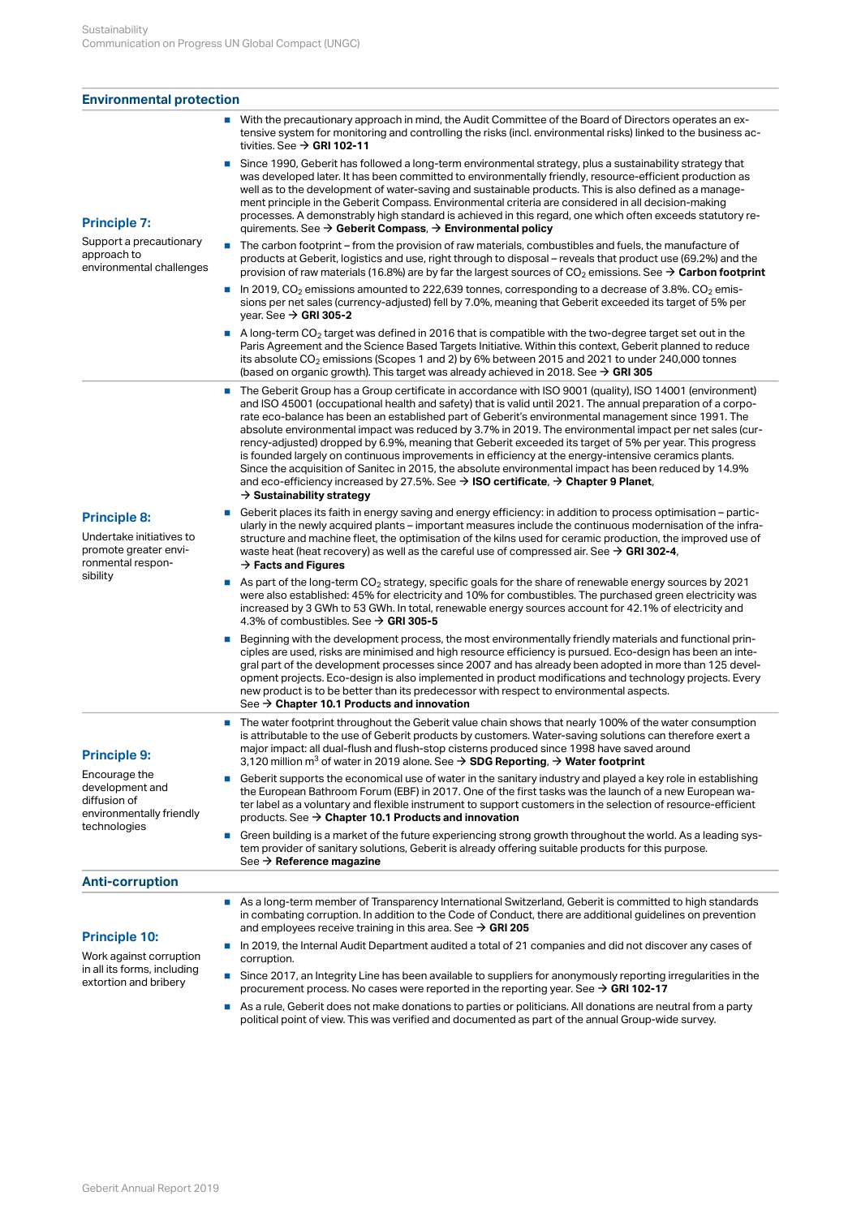## Environmental protection

### Principle 7:

Support a precautionary approach to environmental challenges

- With the precautionary approach in mind, the Audit Committee of the Board of Directors operates an extensive system for monitoring and controlling the risks (incl. environmental risks) linked to the business activities. See → **GRI 102-11**
- Since 1990, Geberit has followed a long-term environmental strategy, plus a sustainability strategy that was developed later. It has been committed to environmentally friendly, resource-efficient production as well as to the development of water-saving and sustainable products. This is also defined as a management principle in the Geberit Compass. Environmental criteria are considered in all decision-making processes. A demonstrably high standard is achieved in this regard, one which often exceeds statutory requirements. See → **Geberit Compass**, → **Environmental policy**
- The carbon footprint – from the provision of raw materials, combustibles and fuels, the manufacture of products at Geberit, logistics and use, right through to disposal – reveals that product use (69.2%) and the provision of raw materials (16.8%) are by far the largest sources of $CO_2$ emissions. See → **Carbon footprint**
- In 2019, $CO_2$ emissions amounted to 222,639 tonnes, corresponding to a decrease of 3.8%. $CO_2$ emissions per net sales (currency-adjusted) fell by 7.0%, meaning that Geberit exceeded its target of 5% per year. See → **GRI 305-2**
- A long-term $CO_2$ target was defined in 2016 that is compatible with the two-degree target set out in the Paris Agreement and the Science Based Targets Initiative. Within this context, Geberit planned to reduce its absolute $CO_2$ emissions (Scopes 1 and 2) by 6% between 2015 and 2021 to under 240,000 tonnes (based on organic growth). This target was already achieved in 2018. See → **GRI 305**

### Principle 8:

Undertake initiatives to promote greater environmental responsibility

- The Geberit Group has a Group certificate in accordance with ISO 9001 (quality), ISO 14001 (environment) and ISO 45001 (occupational health and safety) that is valid until 2021. The annual preparation of a corporate eco-balance has been an established part of Geberit's environmental management since 1991. The absolute environmental impact was reduced by 3.7% in 2019. The environmental impact per net sales (currency-adjusted) dropped by 6.9%, meaning that Geberit exceeded its target of 5% per year. This progress is founded largely on continuous improvements in efficiency at the energy-intensive ceramics plants. Since the acquisition of Sanitec in 2015, the absolute environmental impact has been reduced by 14.9% and eco-efficiency increased by 27.5%. See → **ISO certificate**, → **Chapter 9 Planet**, → **Sustainability strategy**
- Geberit places its faith in energy saving and energy efficiency: in addition to process optimisation – particularly in the newly acquired plants – important measures include the continuous modernisation of the infrastructure and machine fleet, the optimisation of the kilns used for ceramic production, the improved use of waste heat (heat recovery) as well as the careful use of compressed air. See → **GRI 302-4**, → **Facts and Figures**
- As part of the long-term $CO_2$ strategy, specific goals for the share of renewable energy sources by 2021 were also established: 45% for electricity and 10% for combustibles. The purchased green electricity was increased by 3 GWh to 53 GWh. In total, renewable energy sources account for 42.1% of electricity and 4.3% of combustibles. See → **GRI 305-5**
- Beginning with the development process, the most environmentally friendly materials and functional principles are used, risks are minimised and high resource efficiency is pursued. Eco-design has been an integral part of the development processes since 2007 and has already been adopted in more than 125 development projects. Eco-design is also implemented in product modifications and technology projects. Every new product is to be better than its predecessor with respect to environmental aspects. See → **Chapter 10.1 Products and innovation**

### Principle 9:

Encourage the development and diffusion of environmentally friendly technologies

- The water footprint throughout the Geberit value chain shows that nearly 100% of the water consumption is attributable to the use of Geberit products by customers. Water-saving solutions can therefore exert a major impact: all dual-flush and flush-stop cisterns produced since 1998 have saved around 3,120 million $m^3$ of water in 2019 alone. See → **SDG Reporting**, → **Water footprint**
- Geberit supports the economical use of water in the sanitary industry and played a key role in establishing the European Bathroom Forum (EBF) in 2017. One of the first tasks was the launch of a new European water label as a voluntary and flexible instrument to support customers in the selection of resource-efficient products. See → **Chapter 10.1 Products and innovation**
- Green building is a market of the future experiencing strong growth throughout the world. As a leading system provider of sanitary solutions, Geberit is already offering suitable products for this purpose. See → **Reference magazine**

## Anti-corruption

### Principle 10:

Work against corruption in all its forms, including extortion and bribery

- As a long-term member of Transparency International Switzerland, Geberit is committed to high standards in combating corruption. In addition to the Code of Conduct, there are additional guidelines on prevention and employees receive training in this area. See → **GRI 205**
- In 2019, the Internal Audit Department audited a total of 21 companies and did not discover any cases of corruption.
- Since 2017, an Integrity Line has been available to suppliers for anonymously reporting irregularities in the procurement process. No cases were reported in the reporting year. See → **GRI 102-17**
- As a rule, Geberit does not make donations to parties or politicians. All donations are neutral from a party political point of view. This was verified and documented as part of the annual Group-wide survey.